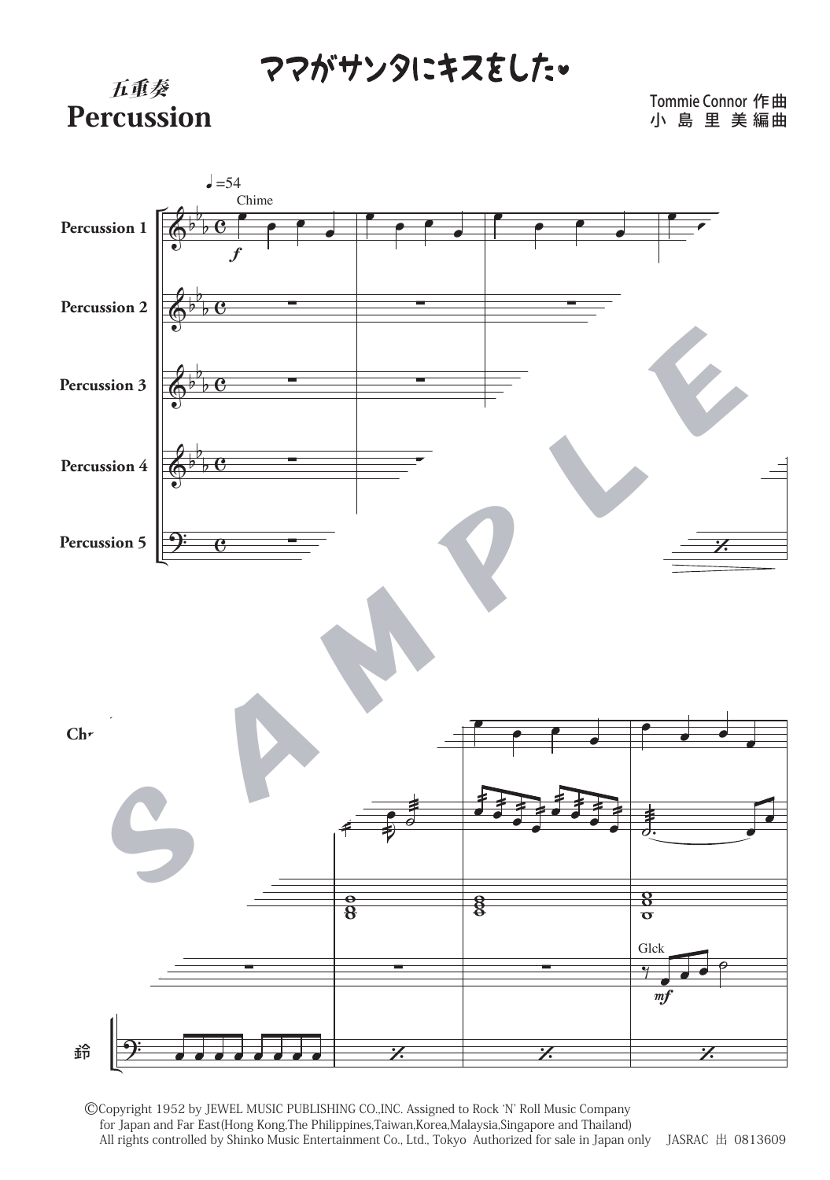# ママがサンタにキスをした♥

五重奏
**Percussion**

Tommie Connor 作曲
小 島 里 美 編曲

©Copyright 1952 by JEWEL MUSIC PUBLISHING CO.,INC. Assigned to Rock 'N' Roll Music Company
for Japan and Far East(Hong Kong,The Philippines,Taiwan,Korea,Malaysia,Singapore and Thailand)
All rights controlled by Shinko Music Entertainment Co., Ltd., Tokyo Authorized for sale in Japan only JASRAC 出 0813609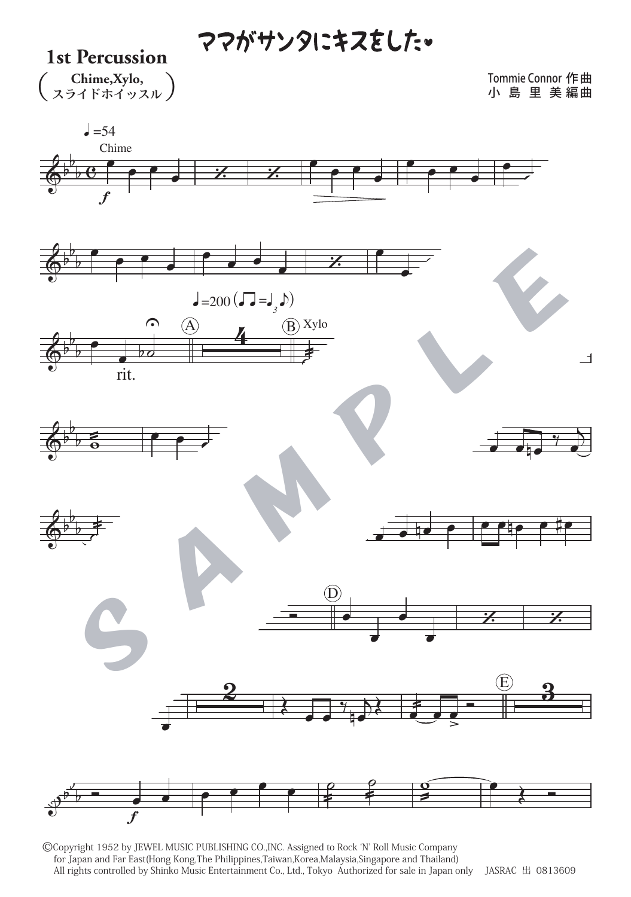# ママがサンタにキスをした♥

## 1st Percussion

(Chime,Xylo, スライドホイッスル)

Tommie Connor 作曲
小 島 里 美 編曲

©Copyright 1952 by JEWEL MUSIC PUBLISHING CO.,INC. Assigned to Rock 'N' Roll Music Company
for Japan and Far East(Hong Kong,The Philippines,Taiwan,Korea,Malaysia,Singapore and Thailand)
All rights controlled by Shinko Music Entertainment Co., Ltd., Tokyo Authorized for sale in Japan only JASRAC 出 0813609